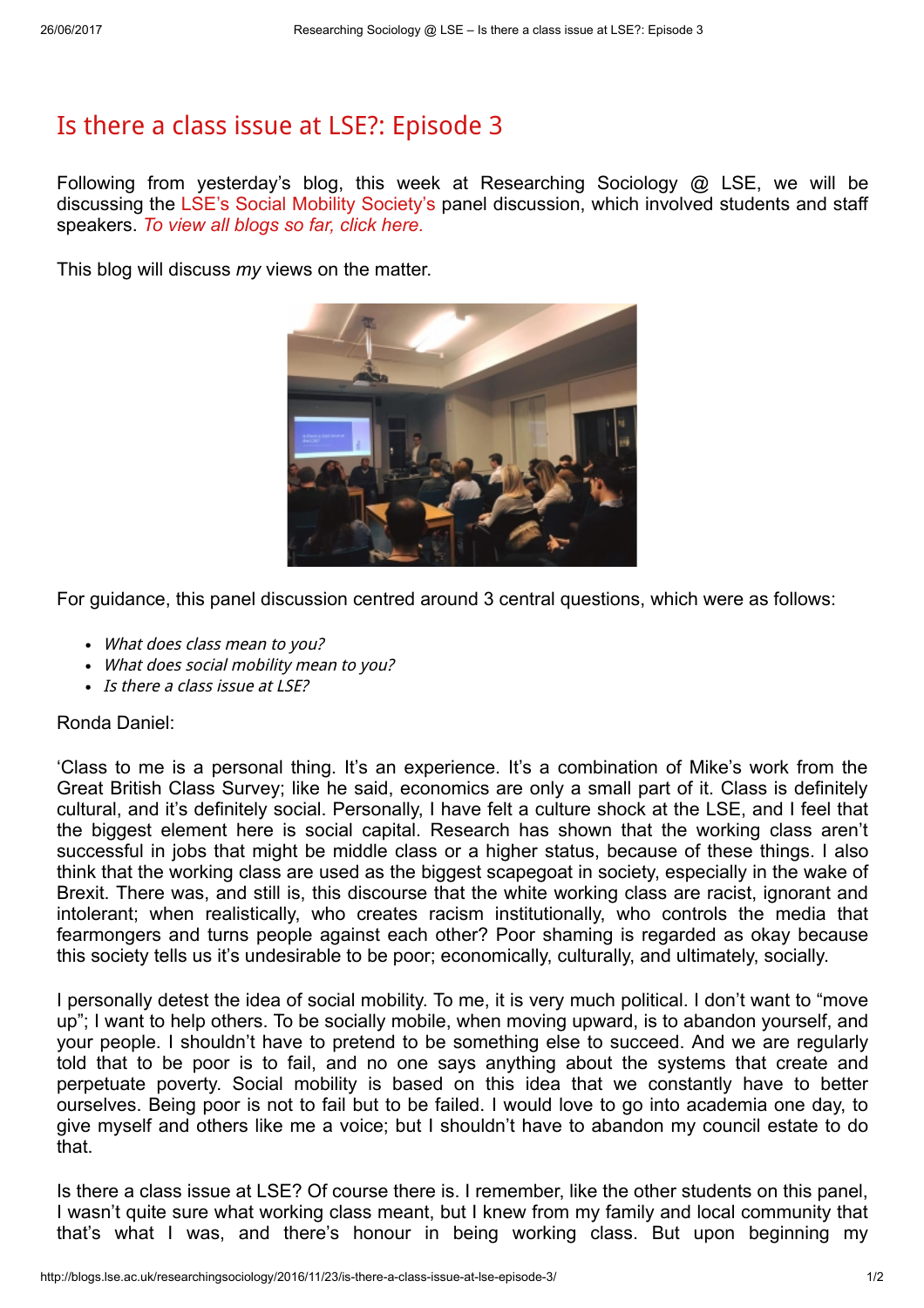# Is there a class issue at LSE?: Episode 3

Following from yesterday's blog, this week at Researching Sociology @ LSE, we will be discussing the LSE's Social Mobility Society's panel discussion, which involved students and staff speakers. *To view all blogs so far, click here.*

This blog will discuss *my* views on the matter.

For guidance, this panel discussion centred around 3 central questions, which were as follows:

- *What does class mean to you?*
- *What does social mobility mean to you?*
- *Is there a class issue at LSE?*

Ronda Daniel:

'Class to me is a personal thing. It's an experience. It's a combination of Mike's work from the Great British Class Survey; like he said, economics are only a small part of it. Class is definitely cultural, and it's definitely social. Personally, I have felt a culture shock at the LSE, and I feel that the biggest element here is social capital. Research has shown that the working class aren't successful in jobs that might be middle class or a higher status, because of these things. I also think that the working class are used as the biggest scapegoat in society, especially in the wake of Brexit. There was, and still is, this discourse that the white working class are racist, ignorant and intolerant; when realistically, who creates racism institutionally, who controls the media that fearmongers and turns people against each other? Poor shaming is regarded as okay because this society tells us it's undesirable to be poor; economically, culturally, and ultimately, socially.

I personally detest the idea of social mobility. To me, it is very much political. I don't want to "move up"; I want to help others. To be socially mobile, when moving upward, is to abandon yourself, and your people. I shouldn't have to pretend to be something else to succeed. And we are regularly told that to be poor is to fail, and no one says anything about the systems that create and perpetuate poverty. Social mobility is based on this idea that we constantly have to better ourselves. Being poor is not to fail but to be failed. I would love to go into academia one day, to give myself and others like me a voice; but I shouldn't have to abandon my council estate to do that.

Is there a class issue at LSE? Of course there is. I remember, like the other students on this panel, I wasn't quite sure what working class meant, but I knew from my family and local community that that's what I was, and there's honour in being working class. But upon beginning my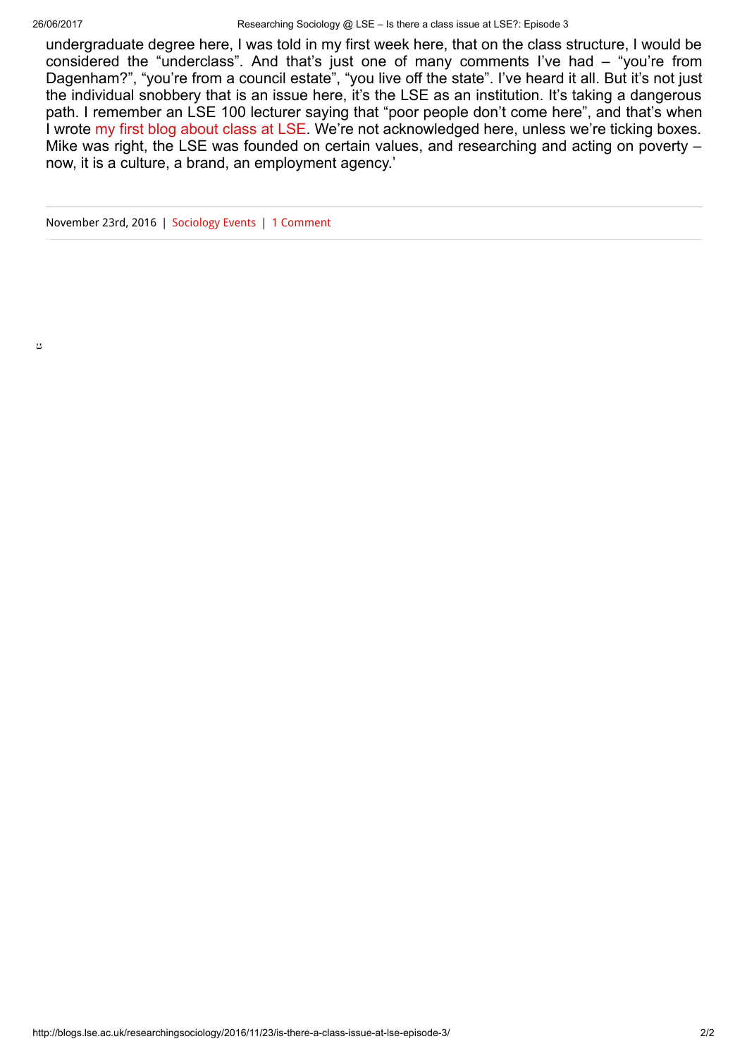undergraduate degree here, I was told in my first week here, that on the class structure, I would be considered the "underclass". And that's just one of many comments I've had – "you're from Dagenham?", "you're from a council estate", "you live off the state". I've heard it all. But it's not just the individual snobbery that is an issue here, it's the LSE as an institution. It's taking a dangerous path. I remember an LSE 100 lecturer saying that "poor people don't come here", and that's when I wrote my first blog about class at LSE. We're not acknowledged here, unless we're ticking boxes. Mike was right, the LSE was founded on certain values, and researching and acting on poverty – now, it is a culture, a brand, an employment agency.'

---

November 23rd, 2016 | Sociology Events | 1 Comment